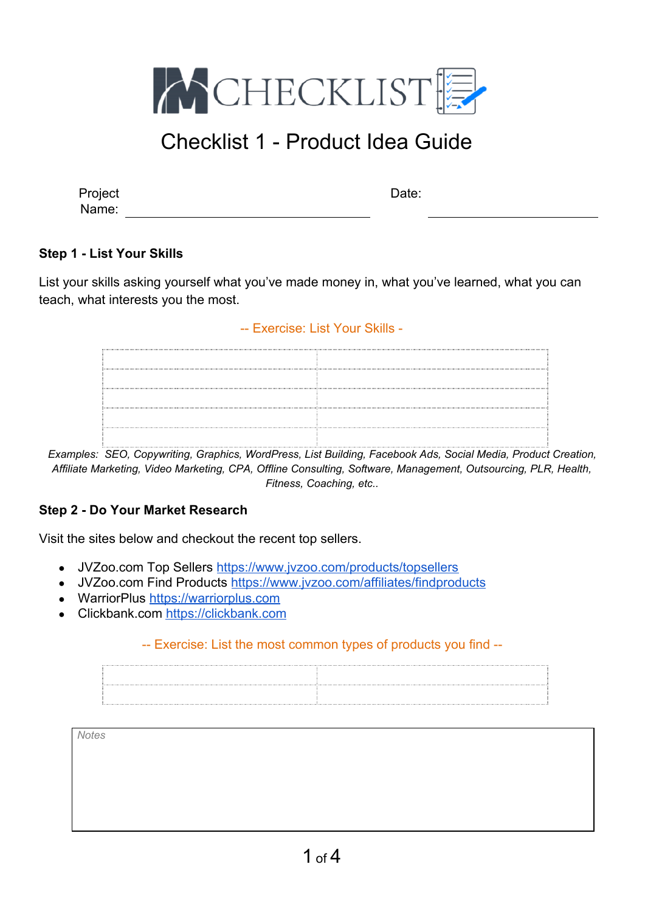# IM CHECKLIST

## Checklist 1 - Product Idea Guide

Project Name: ______________________ Date: ______________

### Step 1 - List Your Skills

List your skills asking yourself what you've made money in, what you've learned, what you can teach, what interests you the most.

-- Exercise: List Your Skills -

| | |
|---|---|
| | |
| | |
| | |
| | |
| | |

*Examples: SEO, Copywriting, Graphics, WordPress, List Building, Facebook Ads, Social Media, Product Creation, Affiliate Marketing, Video Marketing, CPA, Offline Consulting, Software, Management, Outsourcing, PLR, Health, Fitness, Coaching, etc..*

### Step 2 - Do Your Market Research

Visit the sites below and checkout the recent top sellers.

- JVZoo.com Top Sellers https://www.jvzoo.com/products/topsellers
- JVZoo.com Find Products https://www.jvzoo.com/affiliates/findproducts
- WarriorPlus https://warriorplus.com
- Clickbank.com https://clickbank.com

-- Exercise: List the most common types of products you find --

| | |
|---|---|
| | |
| | |

Notes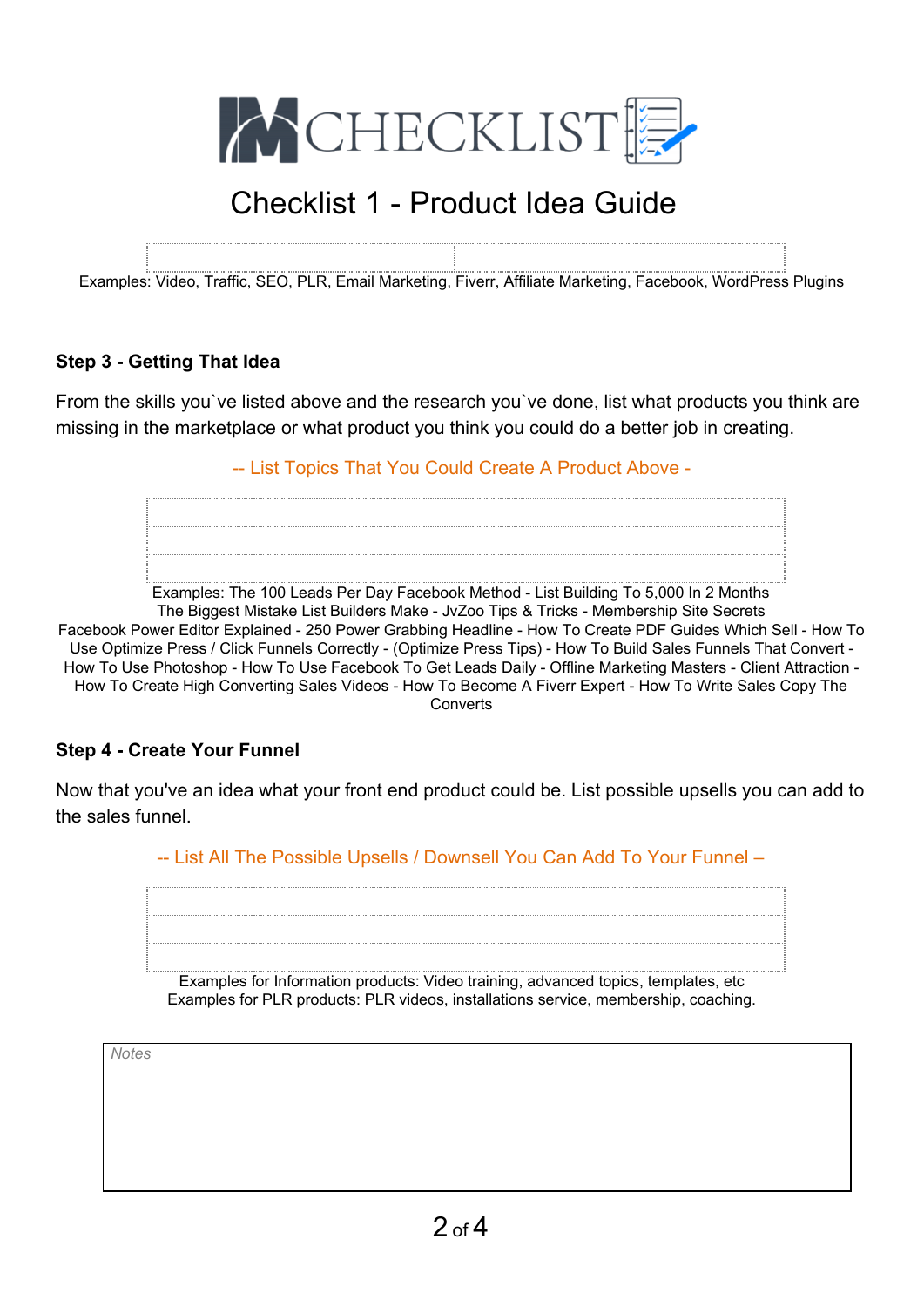# Checklist 1 - Product Idea Guide

| | |
|---|---|
| | |

Examples: Video, Traffic, SEO, PLR, Email Marketing, Fiverr, Affiliate Marketing, Facebook, WordPress Plugins

**Step 3 - Getting That Idea**

From the skills you`ve listed above and the research you`ve done, list what products you think are missing in the marketplace or what product you think you could do a better job in creating.

-- List Topics That You Could Create A Product Above -

| |
|---|
| |
| |
| |

Examples: The 100 Leads Per Day Facebook Method - List Building To 5,000 In 2 Months
The Biggest Mistake List Builders Make - JvZoo Tips & Tricks - Membership Site Secrets
Facebook Power Editor Explained - 250 Power Grabbing Headline - How To Create PDF Guides Which Sell - How To Use Optimize Press / Click Funnels Correctly - (Optimize Press Tips) - How To Build Sales Funnels That Convert - How To Use Photoshop - How To Use Facebook To Get Leads Daily - Offline Marketing Masters - Client Attraction - How To Create High Converting Sales Videos - How To Become A Fiverr Expert - How To Write Sales Copy The Converts

**Step 4 - Create Your Funnel**

Now that you've an idea what your front end product could be. List possible upsells you can add to the sales funnel.

-- List All The Possible Upsells / Downsell You Can Add To Your Funnel –

| |
|---|
| |
| |
| |

Examples for Information products: Video training, advanced topics, templates, etc
Examples for PLR products: PLR videos, installations service, membership, coaching.

| Notes |
|---|
| |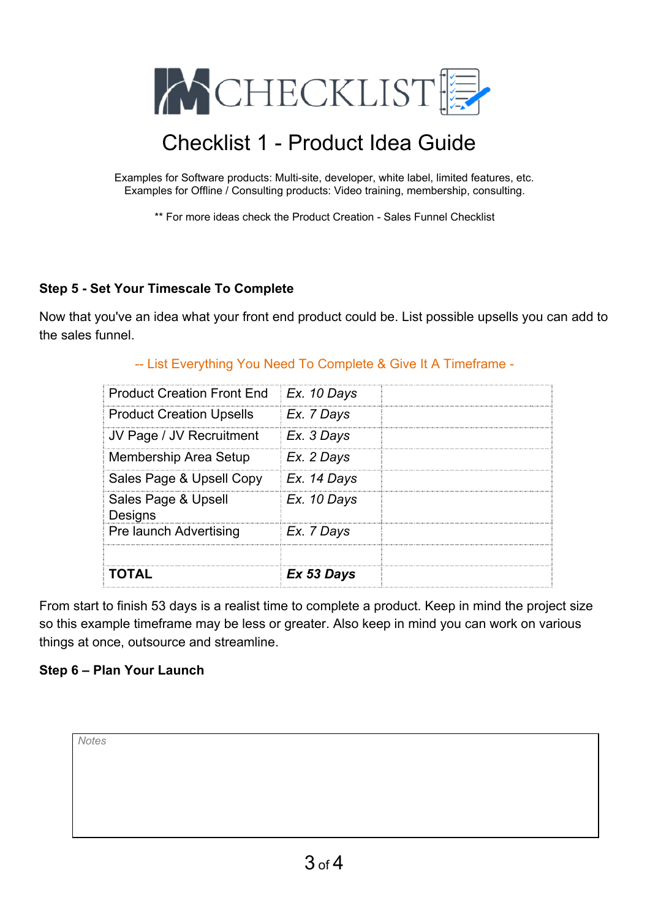# Checklist 1 - Product Idea Guide

Examples for Software products: Multi-site, developer, white label, limited features, etc.
Examples for Offline / Consulting products: Video training, membership, consulting.

** For more ideas check the Product Creation - Sales Funnel Checklist

**Step 5 - Set Your Timescale To Complete**

Now that you've an idea what your front end product could be. List possible upsells you can add to the sales funnel.

-- List Everything You Need To Complete & Give It A Timeframe -

| | | |
|---|---|---|
| Product Creation Front End | *Ex. 10 Days* | |
| Product Creation Upsells | *Ex. 7 Days* | |
| JV Page / JV Recruitment | *Ex. 3 Days* | |
| Membership Area Setup | *Ex. 2 Days* | |
| Sales Page & Upsell Copy | *Ex. 14 Days* | |
| Sales Page & Upsell Designs | *Ex. 10 Days* | |
| Pre launch Advertising | *Ex. 7 Days* | |
| | | |
| **TOTAL** | ***Ex 53 Days*** | |

From start to finish 53 days is a realist time to complete a product. Keep in mind the project size so this example timeframe may be less or greater. Also keep in mind you can work on various things at once, outsource and streamline.

**Step 6 – Plan Your Launch**

*Notes*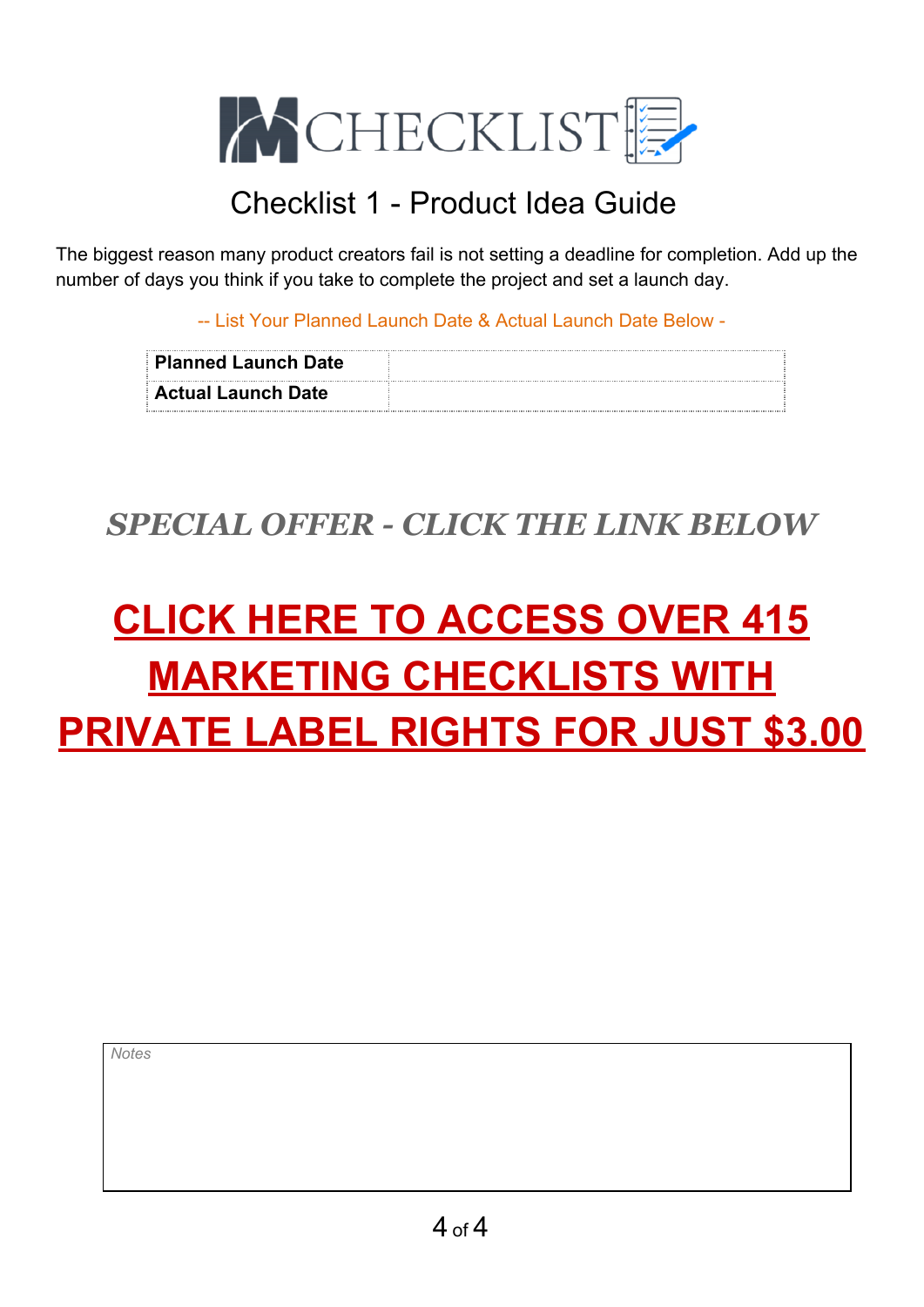# IM CHECKLIST

## Checklist 1 - Product Idea Guide

The biggest reason many product creators fail is not setting a deadline for completion. Add up the number of days you think if you take to complete the project and set a launch day.

-- List Your Planned Launch Date & Actual Launch Date Below -

| | |
|---|---|
| **Planned Launch Date** | |
| **Actual Launch Date** | |

***SPECIAL OFFER - CLICK THE LINK BELOW***

## CLICK HERE TO ACCESS OVER 415 MARKETING CHECKLISTS WITH PRIVATE LABEL RIGHTS FOR JUST $3.00

*Notes*